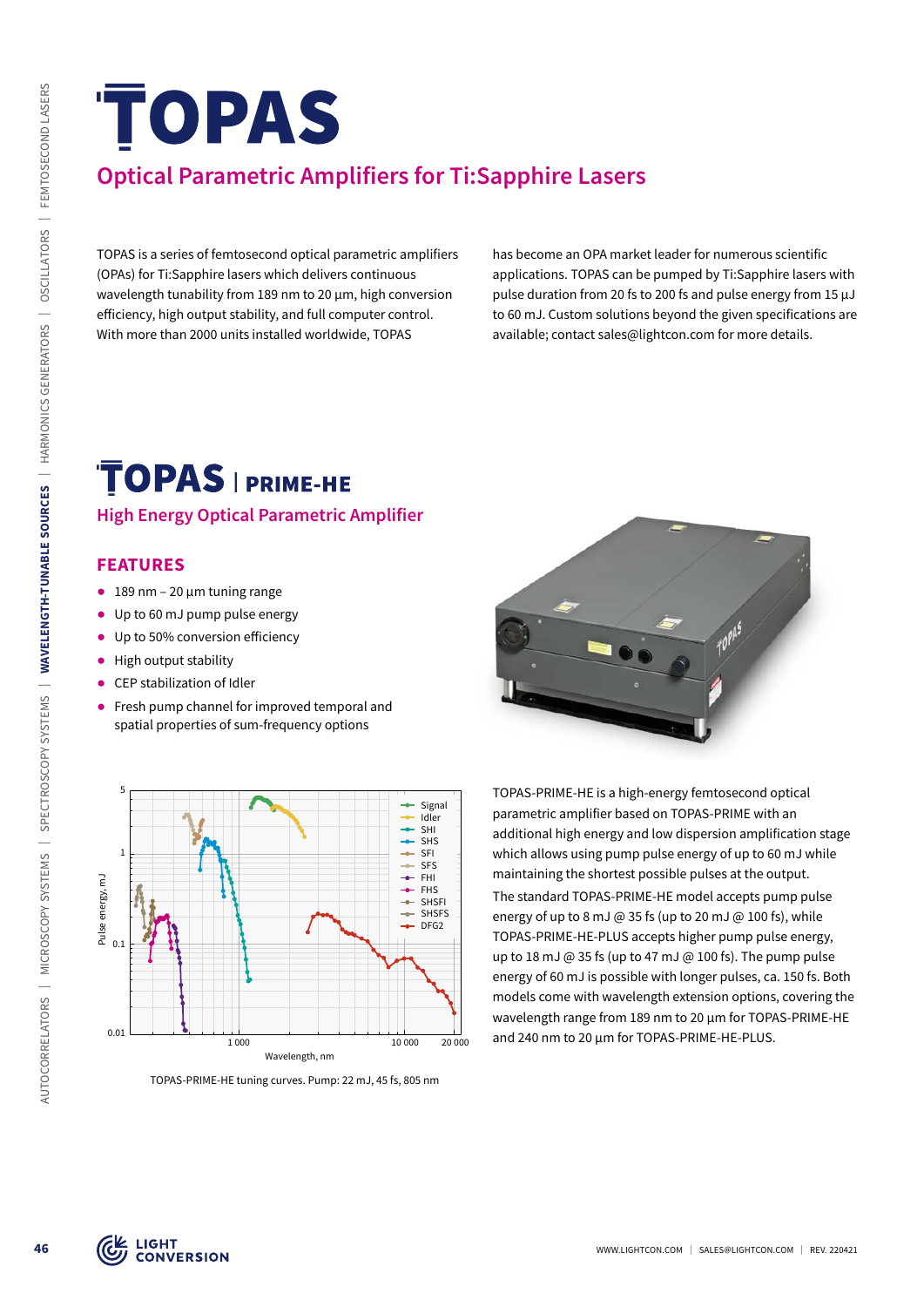# TOPAS

## Optical Parametric Amplifiers for Ti:Sapphire Lasers

TOPAS is a series of femtosecond optical parametric amplifiers (OPAs) for Ti:Sapphire lasers which delivers continuous wavelength tunability from 189 nm to 20 µm, high conversion efficiency, high output stability, and full computer control. With more than 2000 units installed worldwide, TOPAS has become an OPA market leader for numerous scientific applications. TOPAS can be pumped by Ti:Sapphire lasers with pulse duration from 20 fs to 200 fs and pulse energy from 15 µJ to 60 mJ. Custom solutions beyond the given specifications are available; contact sales@lightcon.com for more details.

# TOPAS | PRIME-HE

## High Energy Optical Parametric Amplifier

### FEATURES

- 189 nm – 20 µm tuning range
- Up to 60 mJ pump pulse energy
- Up to 50% conversion efficiency
- High output stability
- CEP stabilization of Idler
- Fresh pump channel for improved temporal and spatial properties of sum-frequency options

TOPAS-PRIME-HE tuning curves. Pump: 22 mJ, 45 fs, 805 nm

TOPAS-PRIME-HE is a high-energy femtosecond optical parametric amplifier based on TOPAS-PRIME with an additional high energy and low dispersion amplification stage which allows using pump pulse energy of up to 60 mJ while maintaining the shortest possible pulses at the output.

The standard TOPAS-PRIME-HE model accepts pump pulse energy of up to 8 mJ @ 35 fs (up to 20 mJ @ 100 fs), while TOPAS-PRIME-HE-PLUS accepts higher pump pulse energy, up to 18 mJ @ 35 fs (up to 47 mJ @ 100 fs). The pump pulse energy of 60 mJ is possible with longer pulses, ca. 150 fs. Both models come with wavelength extension options, covering the wavelength range from 189 nm to 20 µm for TOPAS-PRIME-HE and 240 nm to 20 µm for TOPAS-PRIME-HE-PLUS.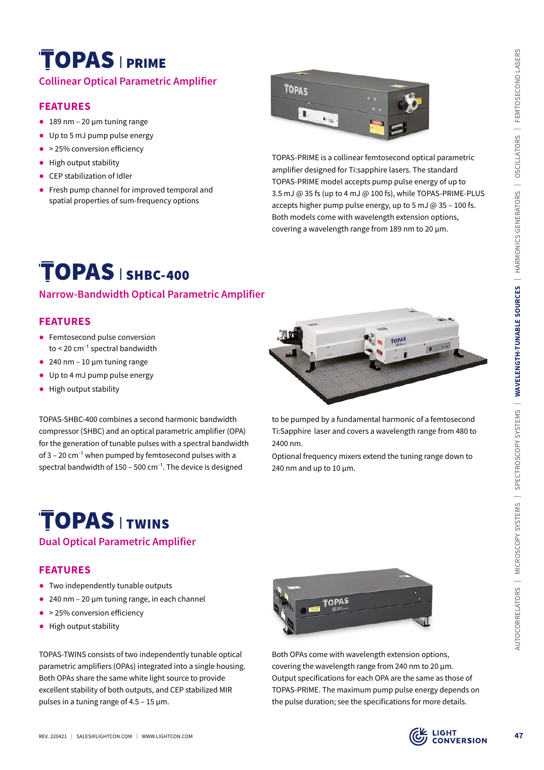# TOPAS | PRIME

## Collinear Optical Parametric Amplifier

### FEATURES

- 189 nm – 20 µm tuning range
- Up to 5 mJ pump pulse energy
- > 25% conversion efficiency
- High output stability
- CEP stabilization of Idler
- Fresh pump channel for improved temporal and spatial properties of sum-frequency options

TOPAS-PRIME is a collinear femtosecond optical parametric amplifier designed for Ti:sapphire lasers. The standard TOPAS-PRIME model accepts pump pulse energy of up to 3.5 mJ @ 35 fs (up to 4 mJ @ 100 fs), while TOPAS-PRIME-PLUS accepts higher pump pulse energy, up to 5 mJ @ 35 – 100 fs. Both models come with wavelength extension options, covering a wavelength range from 189 nm to 20 µm.

# TOPAS | SHBC-400

## Narrow-Bandwidth Optical Parametric Amplifier

### FEATURES

- Femtosecond pulse conversion to < 20 $cm^{-1}$ spectral bandwidth
- 240 nm – 10 µm tuning range
- Up to 4 mJ pump pulse energy
- High output stability

TOPAS-SHBC-400 combines a second harmonic bandwidth compressor (SHBC) and an optical parametric amplifier (OPA) for the generation of tunable pulses with a spectral bandwidth of 3 – 20 $cm^{-1}$ when pumped by femtosecond pulses with a spectral bandwidth of 150 – 500 $cm^{-1}$. The device is designed to be pumped by a fundamental harmonic of a femtosecond Ti:Sapphire laser and covers a wavelength range from 480 to 2400 nm.

Optional frequency mixers extend the tuning range down to 240 nm and up to 10 µm.

# TOPAS | TWINS

## Dual Optical Parametric Amplifier

### FEATURES

- Two independently tunable outputs
- 240 nm – 20 µm tuning range, in each channel
- > 25% conversion efficiency
- High output stability

TOPAS-TWINS consists of two independently tunable optical parametric amplifiers (OPAs) integrated into a single housing. Both OPAs share the same white light source to provide excellent stability of both outputs, and CEP stabilized MIR pulses in a tuning range of 4.5 – 15 µm.

Both OPAs come with wavelength extension options, covering the wavelength range from 240 nm to 20 µm. Output specifications for each OPA are the same as those of TOPAS-PRIME. The maximum pump pulse energy depends on the pulse duration; see the specifications for more details.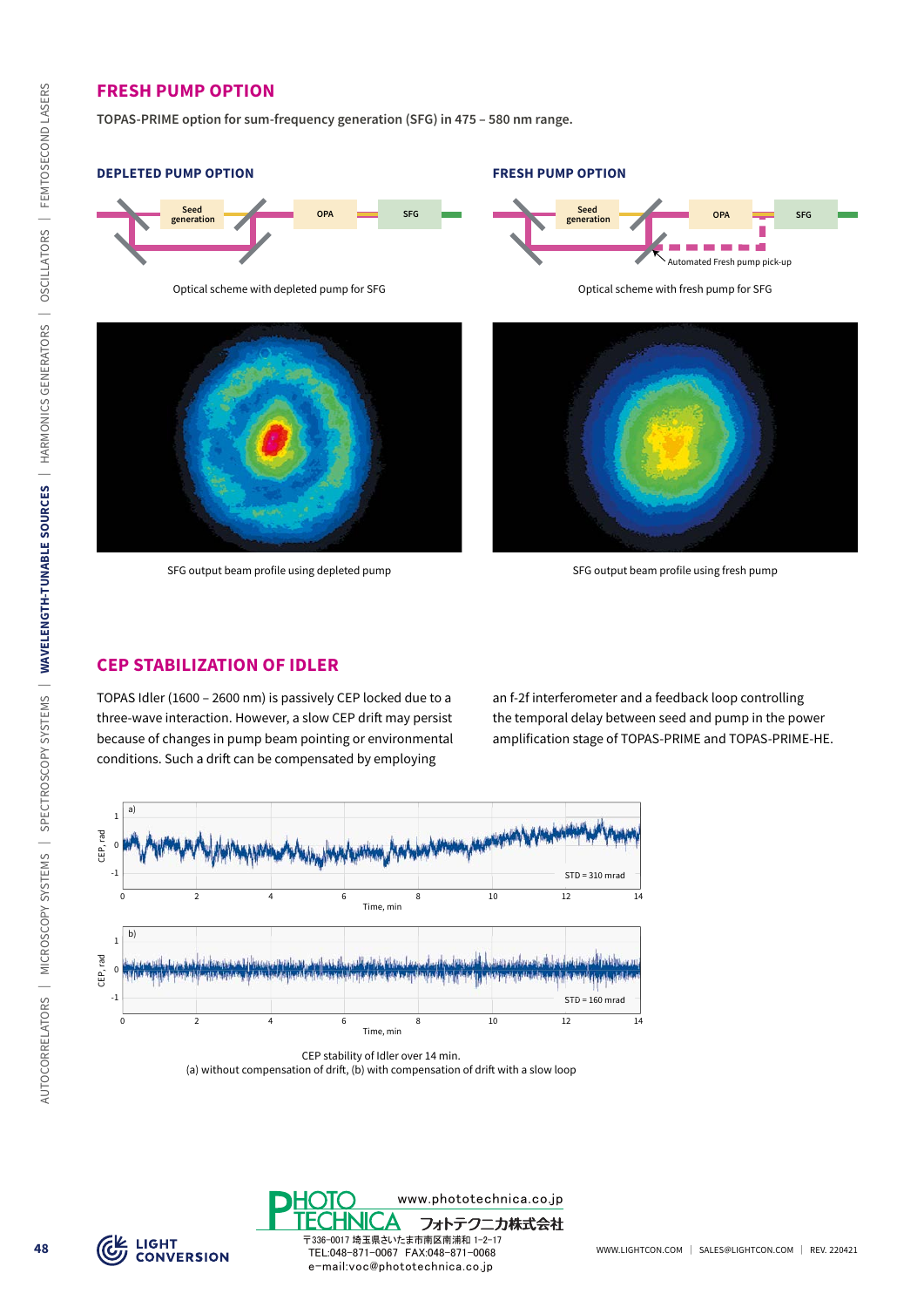## FRESH PUMP OPTION

TOPAS-PRIME option for sum-frequency generation (SFG) in 475 – 580 nm range.

### DEPLETED PUMP OPTION

Seed generation

OPA

SFG

Optical scheme with depleted pump for SFG

### FRESH PUMP OPTION

Seed generation

OPA

SFG

Automated Fresh pump pick-up

Optical scheme with fresh pump for SFG

SFG output beam profile using depleted pump

SFG output beam profile using fresh pump

## CEP STABILIZATION OF IDLER

TOPAS Idler (1600 – 2600 nm) is passively CEP locked due to a three-wave interaction. However, a slow CEP drift may persist because of changes in pump beam pointing or environmental conditions. Such a drift can be compensated by employing an f-2f interferometer and a feedback loop controlling the temporal delay between seed and pump in the power amplification stage of TOPAS-PRIME and TOPAS-PRIME-HE.

a)

CEP, rad

1
0
-1

STD = 310 mrad

0 2 4 6 8 10 12 14

Time, min

b)

CEP, rad

1
0
-1

STD = 160 mrad

0 2 4 6 8 10 12 14

Time, min

CEP stability of Idler over 14 min.
(a) without compensation of drift, (b) with compensation of drift with a slow loop

PHOTO TECHNICA
www.phototechnica.co.jp
フォトテクニカ株式会社
〒336-0017 埼玉県さいたま市南区南浦和 1-2-17
TEL:048-871-0067 FAX:048-871-0068
e-mail:voc@phototechnica.co.jp

LIGHT CONVERSION

WWW.LIGHTCON.COM | SALES@LIGHTCON.COM | REV. 220421